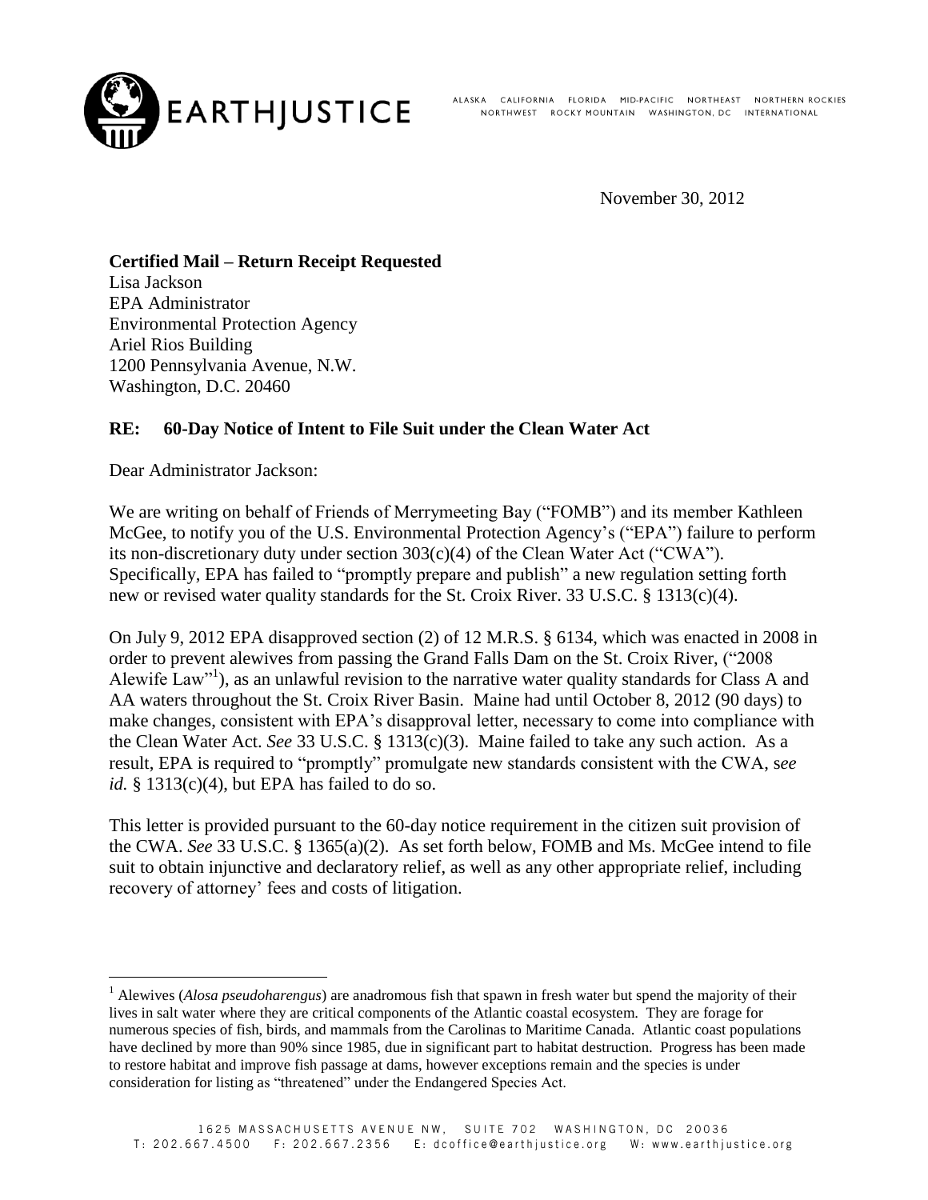EARTHJUSTICE

ALASKA CALIFORNIA FLORIDA MID-PACIFIC NORTHEAST NORTHERN ROCKIES NORTHWEST ROCKY MOUNTAIN WASHINGTON, DC INTERNATIONAL

November 30, 2012

**Certified Mail – Return Receipt Requested**
Lisa Jackson
EPA Administrator
Environmental Protection Agency
Ariel Rios Building
1200 Pennsylvania Avenue, N.W.
Washington, D.C. 20460

**RE: 60-Day Notice of Intent to File Suit under the Clean Water Act**

Dear Administrator Jackson:

We are writing on behalf of Friends of Merrymeeting Bay ("FOMB") and its member Kathleen McGee, to notify you of the U.S. Environmental Protection Agency's ("EPA") failure to perform its non-discretionary duty under section 303(c)(4) of the Clean Water Act ("CWA"). Specifically, EPA has failed to "promptly prepare and publish" a new regulation setting forth new or revised water quality standards for the St. Croix River. 33 U.S.C. § 1313(c)(4).

On July 9, 2012 EPA disapproved section (2) of 12 M.R.S. § 6134, which was enacted in 2008 in order to prevent alewives from passing the Grand Falls Dam on the St. Croix River, ("2008 Alewife Law"[1]), as an unlawful revision to the narrative water quality standards for Class A and AA waters throughout the St. Croix River Basin. Maine had until October 8, 2012 (90 days) to make changes, consistent with EPA's disapproval letter, necessary to come into compliance with the Clean Water Act. *See* 33 U.S.C. § 1313(c)(3). Maine failed to take any such action. As a result, EPA is required to "promptly" promulgate new standards consistent with the CWA, s*ee id.* § 1313(c)(4), but EPA has failed to do so.

This letter is provided pursuant to the 60-day notice requirement in the citizen suit provision of the CWA. *See* 33 U.S.C. § 1365(a)(2). As set forth below, FOMB and Ms. McGee intend to file suit to obtain injunctive and declaratory relief, as well as any other appropriate relief, including recovery of attorney' fees and costs of litigation.

---

[1] Alewives (*Alosa pseudoharengus*) are anadromous fish that spawn in fresh water but spend the majority of their lives in salt water where they are critical components of the Atlantic coastal ecosystem. They are forage for numerous species of fish, birds, and mammals from the Carolinas to Maritime Canada. Atlantic coast populations have declined by more than 90% since 1985, due in significant part to habitat destruction. Progress has been made to restore habitat and improve fish passage at dams, however exceptions remain and the species is under consideration for listing as "threatened" under the Endangered Species Act.

1625 MASSACHUSETTS AVENUE NW, SUITE 702 WASHINGTON, DC 20036
T: 202.667.4500 F: 202.667.2356 E: dcoffice@earthjustice.org W: www.earthjustice.org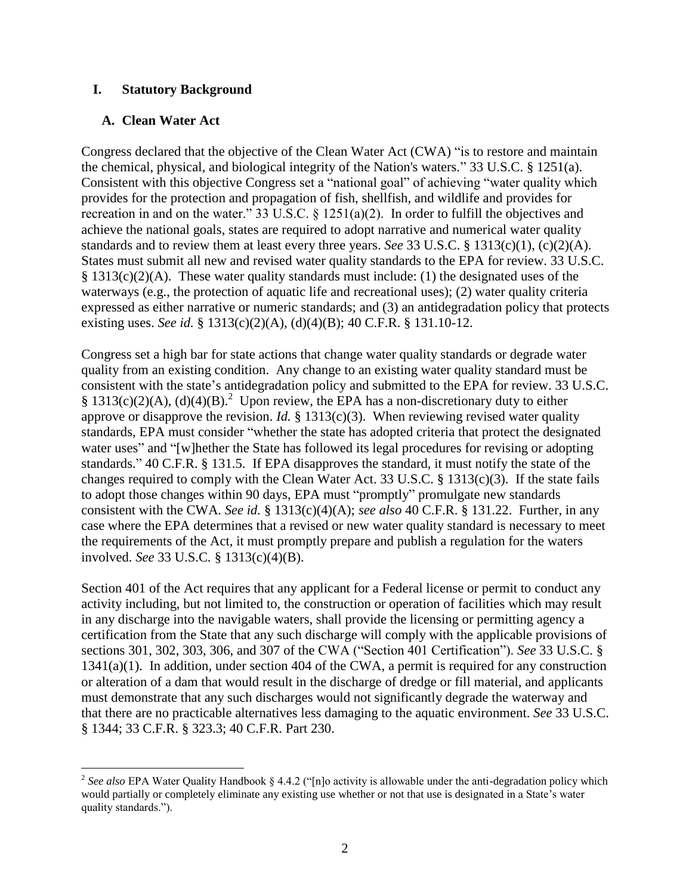## I. Statutory Background

### A. Clean Water Act

Congress declared that the objective of the Clean Water Act (CWA) "is to restore and maintain the chemical, physical, and biological integrity of the Nation's waters." 33 U.S.C. § 1251(a). Consistent with this objective Congress set a "national goal" of achieving "water quality which provides for the protection and propagation of fish, shellfish, and wildlife and provides for recreation in and on the water." 33 U.S.C. § 1251(a)(2). In order to fulfill the objectives and achieve the national goals, states are required to adopt narrative and numerical water quality standards and to review them at least every three years. *See* 33 U.S.C. § 1313(c)(1), (c)(2)(A). States must submit all new and revised water quality standards to the EPA for review. 33 U.S.C. § 1313(c)(2)(A). These water quality standards must include: (1) the designated uses of the waterways (e.g., the protection of aquatic life and recreational uses); (2) water quality criteria expressed as either narrative or numeric standards; and (3) an antidegradation policy that protects existing uses. *See id.* § 1313(c)(2)(A), (d)(4)(B); 40 C.F.R. § 131.10-12.

Congress set a high bar for state actions that change water quality standards or degrade water quality from an existing condition. Any change to an existing water quality standard must be consistent with the state's antidegradation policy and submitted to the EPA for review. 33 U.S.C. § 1313(c)(2)(A), (d)(4)(B).[2] Upon review, the EPA has a non-discretionary duty to either approve or disapprove the revision. *Id.* § 1313(c)(3). When reviewing revised water quality standards, EPA must consider "whether the state has adopted criteria that protect the designated water uses" and "[w]hether the State has followed its legal procedures for revising or adopting standards." 40 C.F.R. § 131.5. If EPA disapproves the standard, it must notify the state of the changes required to comply with the Clean Water Act. 33 U.S.C. § 1313(c)(3). If the state fails to adopt those changes within 90 days, EPA must "promptly" promulgate new standards consistent with the CWA. *See id.* § 1313(c)(4)(A); *see also* 40 C.F.R. § 131.22. Further, in any case where the EPA determines that a revised or new water quality standard is necessary to meet the requirements of the Act, it must promptly prepare and publish a regulation for the waters involved. *See* 33 U.S.C. § 1313(c)(4)(B).

Section 401 of the Act requires that any applicant for a Federal license or permit to conduct any activity including, but not limited to, the construction or operation of facilities which may result in any discharge into the navigable waters, shall provide the licensing or permitting agency a certification from the State that any such discharge will comply with the applicable provisions of sections 301, 302, 303, 306, and 307 of the CWA ("Section 401 Certification"). *See* 33 U.S.C. § 1341(a)(1). In addition, under section 404 of the CWA, a permit is required for any construction or alteration of a dam that would result in the discharge of dredge or fill material, and applicants must demonstrate that any such discharges would not significantly degrade the waterway and that there are no practicable alternatives less damaging to the aquatic environment. *See* 33 U.S.C. § 1344; 33 C.F.R. § 323.3; 40 C.F.R. Part 230.

---

[2] *See also* EPA Water Quality Handbook § 4.4.2 ("[n]o activity is allowable under the anti-degradation policy which would partially or completely eliminate any existing use whether or not that use is designated in a State's water quality standards.").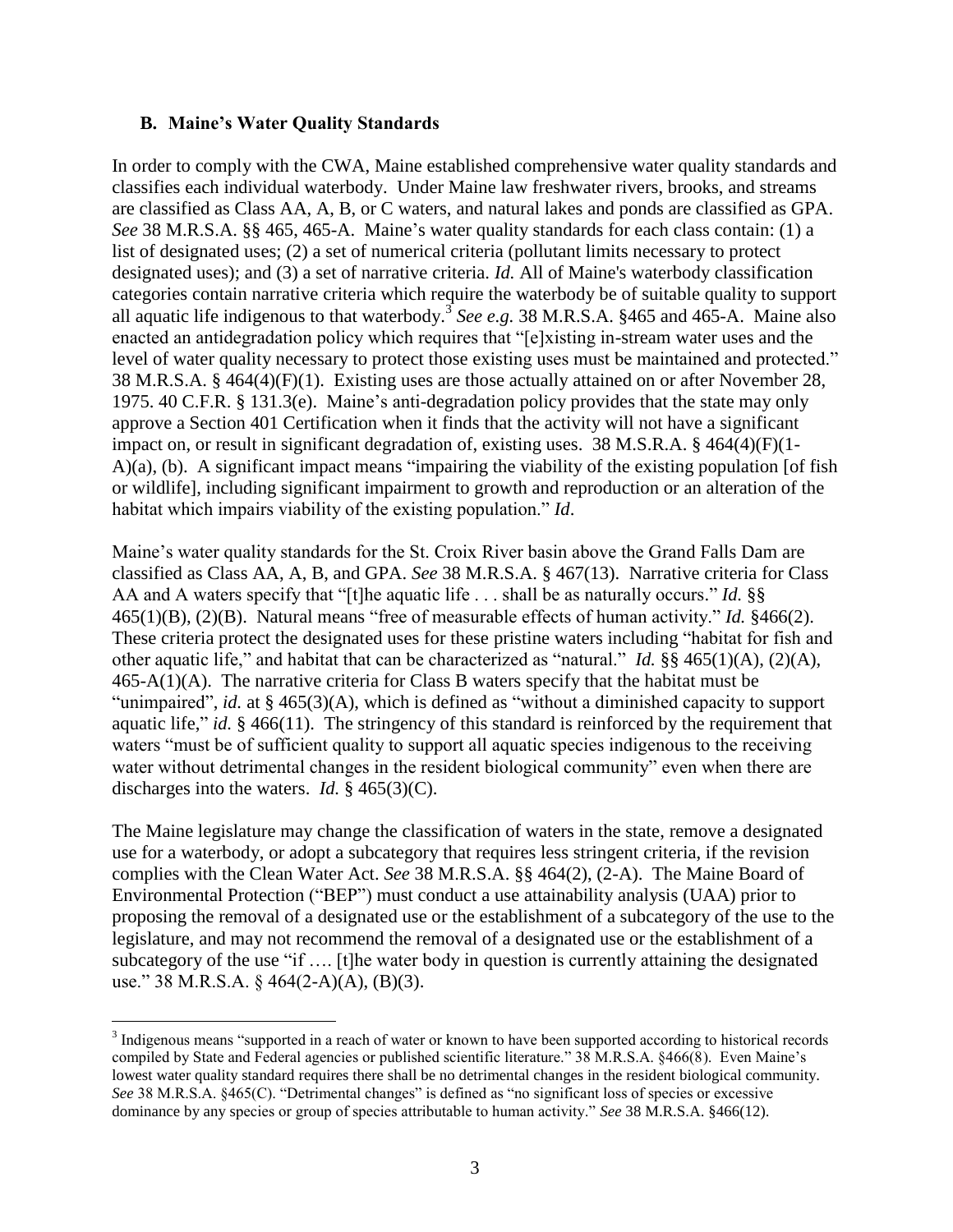### B. Maine's Water Quality Standards

In order to comply with the CWA, Maine established comprehensive water quality standards and classifies each individual waterbody. Under Maine law freshwater rivers, brooks, and streams are classified as Class AA, A, B, or C waters, and natural lakes and ponds are classified as GPA. *See* 38 M.R.S.A. §§ 465, 465-A. Maine's water quality standards for each class contain: (1) a list of designated uses; (2) a set of numerical criteria (pollutant limits necessary to protect designated uses); and (3) a set of narrative criteria. *Id.* All of Maine's waterbody classification categories contain narrative criteria which require the waterbody be of suitable quality to support all aquatic life indigenous to that waterbody.[3] *See e.g.* 38 M.R.S.A. §465 and 465-A. Maine also enacted an antidegradation policy which requires that "[e]xisting in-stream water uses and the level of water quality necessary to protect those existing uses must be maintained and protected." 38 M.R.S.A. § 464(4)(F)(1). Existing uses are those actually attained on or after November 28, 1975. 40 C.F.R. § 131.3(e). Maine's anti-degradation policy provides that the state may only approve a Section 401 Certification when it finds that the activity will not have a significant impact on, or result in significant degradation of, existing uses. 38 M.S.R.A. § 464(4)(F)(1-A)(a), (b). A significant impact means "impairing the viability of the existing population [of fish or wildlife], including significant impairment to growth and reproduction or an alteration of the habitat which impairs viability of the existing population." *Id*.

Maine's water quality standards for the St. Croix River basin above the Grand Falls Dam are classified as Class AA, A, B, and GPA. *See* 38 M.R.S.A. § 467(13). Narrative criteria for Class AA and A waters specify that "[t]he aquatic life . . . shall be as naturally occurs." *Id.* §§ 465(1)(B), (2)(B). Natural means "free of measurable effects of human activity." *Id.* §466(2). These criteria protect the designated uses for these pristine waters including "habitat for fish and other aquatic life," and habitat that can be characterized as "natural." *Id.* §§ 465(1)(A), (2)(A), 465-A(1)(A). The narrative criteria for Class B waters specify that the habitat must be "unimpaired", *id.* at § 465(3)(A), which is defined as "without a diminished capacity to support aquatic life," *id.* § 466(11). The stringency of this standard is reinforced by the requirement that waters "must be of sufficient quality to support all aquatic species indigenous to the receiving water without detrimental changes in the resident biological community" even when there are discharges into the waters. *Id.* § 465(3)(C).

The Maine legislature may change the classification of waters in the state, remove a designated use for a waterbody, or adopt a subcategory that requires less stringent criteria, if the revision complies with the Clean Water Act. *See* 38 M.R.S.A. §§ 464(2), (2-A). The Maine Board of Environmental Protection ("BEP") must conduct a use attainability analysis (UAA) prior to proposing the removal of a designated use or the establishment of a subcategory of the use to the legislature, and may not recommend the removal of a designated use or the establishment of a subcategory of the use "if …. [t]he water body in question is currently attaining the designated use." 38 M.R.S.A. § 464(2-A)(A), (B)(3).

---

[3] Indigenous means "supported in a reach of water or known to have been supported according to historical records compiled by State and Federal agencies or published scientific literature." 38 M.R.S.A. §466(8). Even Maine's lowest water quality standard requires there shall be no detrimental changes in the resident biological community. *See* 38 M.R.S.A. §465(C). "Detrimental changes" is defined as "no significant loss of species or excessive dominance by any species or group of species attributable to human activity." *See* 38 M.R.S.A. §466(12).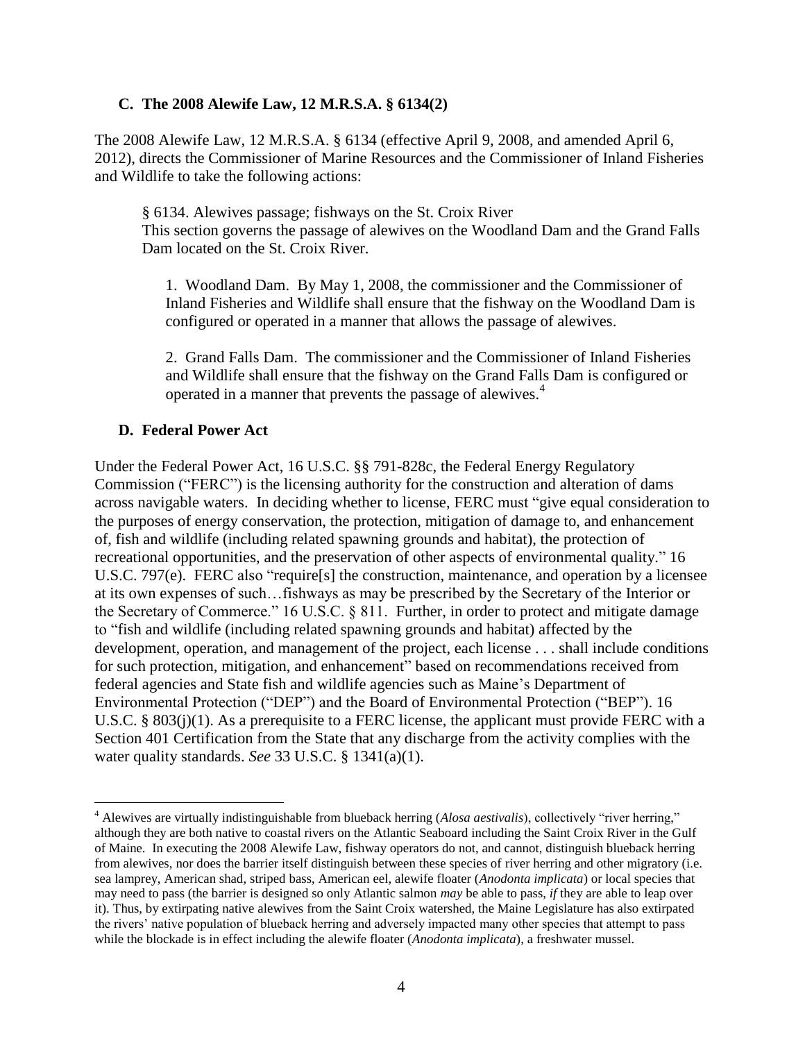### C. The 2008 Alewife Law, 12 M.R.S.A. § 6134(2)

The 2008 Alewife Law, 12 M.R.S.A. § 6134 (effective April 9, 2008, and amended April 6, 2012), directs the Commissioner of Marine Resources and the Commissioner of Inland Fisheries and Wildlife to take the following actions:

> § 6134. Alewives passage; fishways on the St. Croix River
> This section governs the passage of alewives on the Woodland Dam and the Grand Falls Dam located on the St. Croix River.
>
> 1. Woodland Dam. By May 1, 2008, the commissioner and the Commissioner of Inland Fisheries and Wildlife shall ensure that the fishway on the Woodland Dam is configured or operated in a manner that allows the passage of alewives.
>
> 2. Grand Falls Dam. The commissioner and the Commissioner of Inland Fisheries and Wildlife shall ensure that the fishway on the Grand Falls Dam is configured or operated in a manner that prevents the passage of alewives.[4]

### D. Federal Power Act

Under the Federal Power Act, 16 U.S.C. §§ 791-828c, the Federal Energy Regulatory Commission ("FERC") is the licensing authority for the construction and alteration of dams across navigable waters. In deciding whether to license, FERC must "give equal consideration to the purposes of energy conservation, the protection, mitigation of damage to, and enhancement of, fish and wildlife (including related spawning grounds and habitat), the protection of recreational opportunities, and the preservation of other aspects of environmental quality." 16 U.S.C. 797(e). FERC also "require[s] the construction, maintenance, and operation by a licensee at its own expenses of such…fishways as may be prescribed by the Secretary of the Interior or the Secretary of Commerce." 16 U.S.C. § 811. Further, in order to protect and mitigate damage to "fish and wildlife (including related spawning grounds and habitat) affected by the development, operation, and management of the project, each license . . . shall include conditions for such protection, mitigation, and enhancement" based on recommendations received from federal agencies and State fish and wildlife agencies such as Maine's Department of Environmental Protection ("DEP") and the Board of Environmental Protection ("BEP"). 16 U.S.C. § 803(j)(1). As a prerequisite to a FERC license, the applicant must provide FERC with a Section 401 Certification from the State that any discharge from the activity complies with the water quality standards. *See* 33 U.S.C. § 1341(a)(1).

---

[4] Alewives are virtually indistinguishable from blueback herring (*Alosa aestivalis*), collectively "river herring," although they are both native to coastal rivers on the Atlantic Seaboard including the Saint Croix River in the Gulf of Maine. In executing the 2008 Alewife Law, fishway operators do not, and cannot, distinguish blueback herring from alewives, nor does the barrier itself distinguish between these species of river herring and other migratory (i.e. sea lamprey, American shad, striped bass, American eel, alewife floater (*Anodonta implicata*) or local species that may need to pass (the barrier is designed so only Atlantic salmon *may* be able to pass, *if* they are able to leap over it). Thus, by extirpating native alewives from the Saint Croix watershed, the Maine Legislature has also extirpated the rivers' native population of blueback herring and adversely impacted many other species that attempt to pass while the blockade is in effect including the alewife floater (*Anodonta implicata*), a freshwater mussel.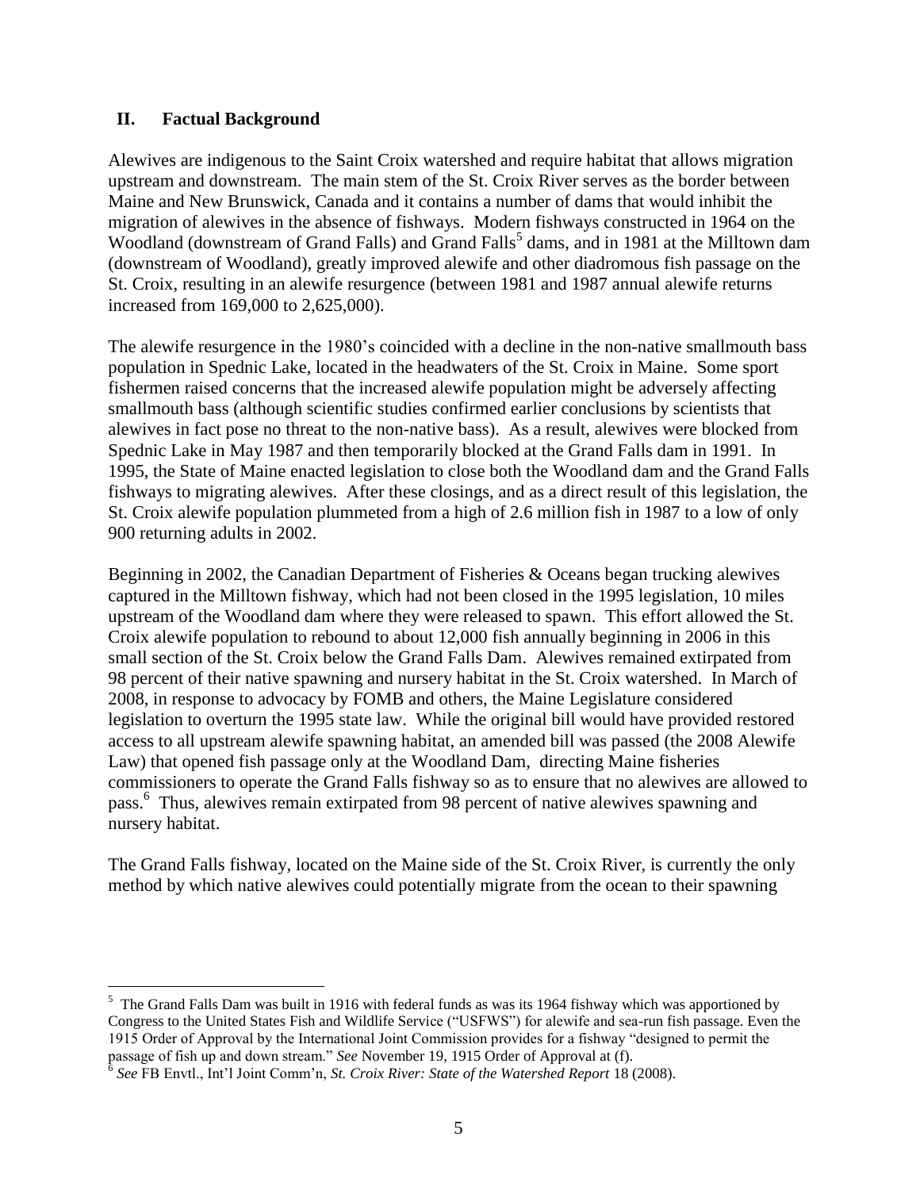## II. Factual Background

Alewives are indigenous to the Saint Croix watershed and require habitat that allows migration upstream and downstream. The main stem of the St. Croix River serves as the border between Maine and New Brunswick, Canada and it contains a number of dams that would inhibit the migration of alewives in the absence of fishways. Modern fishways constructed in 1964 on the Woodland (downstream of Grand Falls) and Grand Falls[5] dams, and in 1981 at the Milltown dam (downstream of Woodland), greatly improved alewife and other diadromous fish passage on the St. Croix, resulting in an alewife resurgence (between 1981 and 1987 annual alewife returns increased from 169,000 to 2,625,000).

The alewife resurgence in the 1980's coincided with a decline in the non-native smallmouth bass population in Spednic Lake, located in the headwaters of the St. Croix in Maine. Some sport fishermen raised concerns that the increased alewife population might be adversely affecting smallmouth bass (although scientific studies confirmed earlier conclusions by scientists that alewives in fact pose no threat to the non-native bass). As a result, alewives were blocked from Spednic Lake in May 1987 and then temporarily blocked at the Grand Falls dam in 1991. In 1995, the State of Maine enacted legislation to close both the Woodland dam and the Grand Falls fishways to migrating alewives. After these closings, and as a direct result of this legislation, the St. Croix alewife population plummeted from a high of 2.6 million fish in 1987 to a low of only 900 returning adults in 2002.

Beginning in 2002, the Canadian Department of Fisheries & Oceans began trucking alewives captured in the Milltown fishway, which had not been closed in the 1995 legislation, 10 miles upstream of the Woodland dam where they were released to spawn. This effort allowed the St. Croix alewife population to rebound to about 12,000 fish annually beginning in 2006 in this small section of the St. Croix below the Grand Falls Dam. Alewives remained extirpated from 98 percent of their native spawning and nursery habitat in the St. Croix watershed. In March of 2008, in response to advocacy by FOMB and others, the Maine Legislature considered legislation to overturn the 1995 state law. While the original bill would have provided restored access to all upstream alewife spawning habitat, an amended bill was passed (the 2008 Alewife Law) that opened fish passage only at the Woodland Dam, directing Maine fisheries commissioners to operate the Grand Falls fishway so as to ensure that no alewives are allowed to pass.[6] Thus, alewives remain extirpated from 98 percent of native alewives spawning and nursery habitat.

The Grand Falls fishway, located on the Maine side of the St. Croix River, is currently the only method by which native alewives could potentially migrate from the ocean to their spawning

---

[5] The Grand Falls Dam was built in 1916 with federal funds as was its 1964 fishway which was apportioned by Congress to the United States Fish and Wildlife Service ("USFWS") for alewife and sea-run fish passage. Even the 1915 Order of Approval by the International Joint Commission provides for a fishway "designed to permit the passage of fish up and down stream." *See* November 19, 1915 Order of Approval at (f).

[6] *See* FB Envtl., Int'l Joint Comm'n, *St. Croix River: State of the Watershed Report* 18 (2008).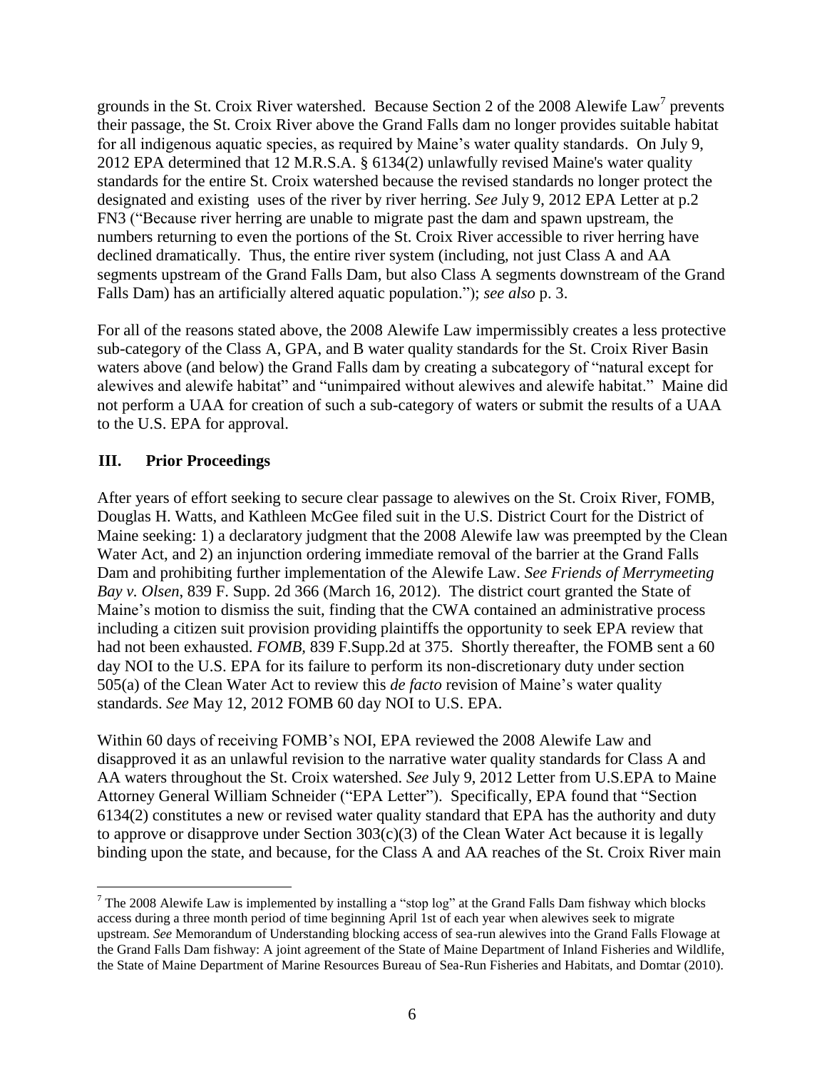grounds in the St. Croix River watershed. Because Section 2 of the 2008 Alewife Law[7] prevents their passage, the St. Croix River above the Grand Falls dam no longer provides suitable habitat for all indigenous aquatic species, as required by Maine's water quality standards. On July 9, 2012 EPA determined that 12 M.R.S.A. § 6134(2) unlawfully revised Maine's water quality standards for the entire St. Croix watershed because the revised standards no longer protect the designated and existing uses of the river by river herring. *See* July 9, 2012 EPA Letter at p.2 FN3 ("Because river herring are unable to migrate past the dam and spawn upstream, the numbers returning to even the portions of the St. Croix River accessible to river herring have declined dramatically. Thus, the entire river system (including, not just Class A and AA segments upstream of the Grand Falls Dam, but also Class A segments downstream of the Grand Falls Dam) has an artificially altered aquatic population."); *see also* p. 3.

For all of the reasons stated above, the 2008 Alewife Law impermissibly creates a less protective sub-category of the Class A, GPA, and B water quality standards for the St. Croix River Basin waters above (and below) the Grand Falls dam by creating a subcategory of "natural except for alewives and alewife habitat" and "unimpaired without alewives and alewife habitat." Maine did not perform a UAA for creation of such a sub-category of waters or submit the results of a UAA to the U.S. EPA for approval.

## III. Prior Proceedings

After years of effort seeking to secure clear passage to alewives on the St. Croix River, FOMB, Douglas H. Watts, and Kathleen McGee filed suit in the U.S. District Court for the District of Maine seeking: 1) a declaratory judgment that the 2008 Alewife law was preempted by the Clean Water Act, and 2) an injunction ordering immediate removal of the barrier at the Grand Falls Dam and prohibiting further implementation of the Alewife Law. *See Friends of Merrymeeting Bay v. Olsen*, 839 F. Supp. 2d 366 (March 16, 2012). The district court granted the State of Maine's motion to dismiss the suit, finding that the CWA contained an administrative process including a citizen suit provision providing plaintiffs the opportunity to seek EPA review that had not been exhausted. *FOMB*, 839 F.Supp.2d at 375. Shortly thereafter, the FOMB sent a 60 day NOI to the U.S. EPA for its failure to perform its non-discretionary duty under section 505(a) of the Clean Water Act to review this *de facto* revision of Maine's water quality standards. *See* May 12, 2012 FOMB 60 day NOI to U.S. EPA.

Within 60 days of receiving FOMB's NOI, EPA reviewed the 2008 Alewife Law and disapproved it as an unlawful revision to the narrative water quality standards for Class A and AA waters throughout the St. Croix watershed. *See* July 9, 2012 Letter from U.S.EPA to Maine Attorney General William Schneider ("EPA Letter"). Specifically, EPA found that "Section 6134(2) constitutes a new or revised water quality standard that EPA has the authority and duty to approve or disapprove under Section 303(c)(3) of the Clean Water Act because it is legally binding upon the state, and because, for the Class A and AA reaches of the St. Croix River main

---

[7] The 2008 Alewife Law is implemented by installing a "stop log" at the Grand Falls Dam fishway which blocks access during a three month period of time beginning April 1st of each year when alewives seek to migrate upstream. *See* Memorandum of Understanding blocking access of sea-run alewives into the Grand Falls Flowage at the Grand Falls Dam fishway: A joint agreement of the State of Maine Department of Inland Fisheries and Wildlife, the State of Maine Department of Marine Resources Bureau of Sea-Run Fisheries and Habitats, and Domtar (2010).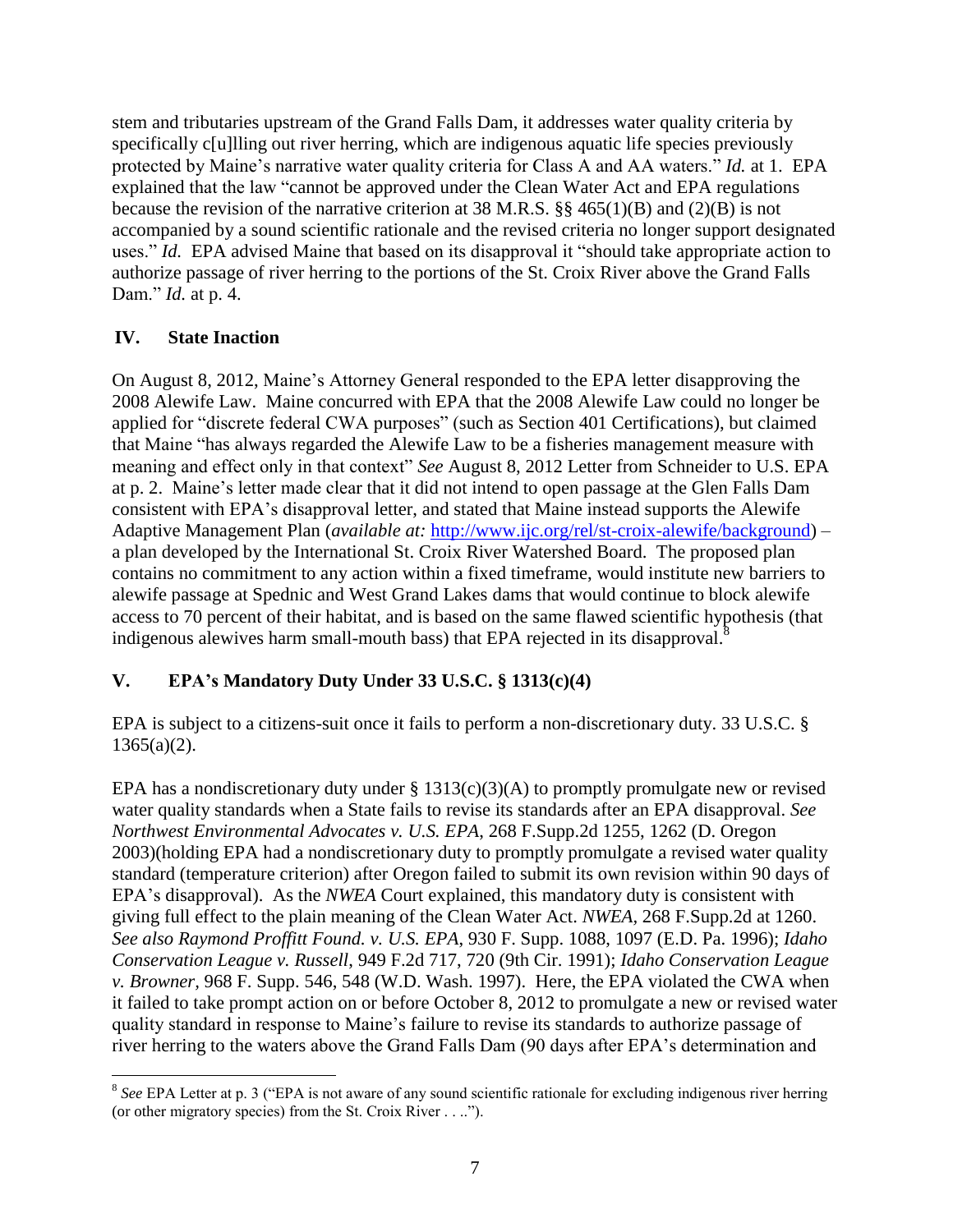stem and tributaries upstream of the Grand Falls Dam, it addresses water quality criteria by specifically c[u]lling out river herring, which are indigenous aquatic life species previously protected by Maine's narrative water quality criteria for Class A and AA waters." *Id.* at 1. EPA explained that the law "cannot be approved under the Clean Water Act and EPA regulations because the revision of the narrative criterion at 38 M.R.S. §§ 465(1)(B) and (2)(B) is not accompanied by a sound scientific rationale and the revised criteria no longer support designated uses." *Id.* EPA advised Maine that based on its disapproval it "should take appropriate action to authorize passage of river herring to the portions of the St. Croix River above the Grand Falls Dam." *Id.* at p. 4.

## IV. State Inaction

On August 8, 2012, Maine's Attorney General responded to the EPA letter disapproving the 2008 Alewife Law. Maine concurred with EPA that the 2008 Alewife Law could no longer be applied for "discrete federal CWA purposes" (such as Section 401 Certifications), but claimed that Maine "has always regarded the Alewife Law to be a fisheries management measure with meaning and effect only in that context" *See* August 8, 2012 Letter from Schneider to U.S. EPA at p. 2. Maine's letter made clear that it did not intend to open passage at the Glen Falls Dam consistent with EPA's disapproval letter, and stated that Maine instead supports the Alewife Adaptive Management Plan (*available at:* http://www.ijc.org/rel/st-croix-alewife/background) – a plan developed by the International St. Croix River Watershed Board. The proposed plan contains no commitment to any action within a fixed timeframe, would institute new barriers to alewife passage at Spednic and West Grand Lakes dams that would continue to block alewife access to 70 percent of their habitat, and is based on the same flawed scientific hypothesis (that indigenous alewives harm small-mouth bass) that EPA rejected in its disapproval.[8]

## V. EPA's Mandatory Duty Under 33 U.S.C. § 1313(c)(4)

EPA is subject to a citizens-suit once it fails to perform a non-discretionary duty. 33 U.S.C. § 1365(a)(2).

EPA has a nondiscretionary duty under § 1313(c)(3)(A) to promptly promulgate new or revised water quality standards when a State fails to revise its standards after an EPA disapproval. *See Northwest Environmental Advocates v. U.S. EPA*, 268 F.Supp.2d 1255, 1262 (D. Oregon 2003)(holding EPA had a nondiscretionary duty to promptly promulgate a revised water quality standard (temperature criterion) after Oregon failed to submit its own revision within 90 days of EPA's disapproval). As the *NWEA* Court explained, this mandatory duty is consistent with giving full effect to the plain meaning of the Clean Water Act. *NWEA*, 268 F.Supp.2d at 1260. *See also Raymond Proffitt Found. v. U.S. EPA*, 930 F. Supp. 1088, 1097 (E.D. Pa. 1996); *Idaho Conservation League v. Russell*, 949 F.2d 717, 720 (9th Cir. 1991); *Idaho Conservation League v. Browner*, 968 F. Supp. 546, 548 (W.D. Wash. 1997). Here, the EPA violated the CWA when it failed to take prompt action on or before October 8, 2012 to promulgate a new or revised water quality standard in response to Maine's failure to revise its standards to authorize passage of river herring to the waters above the Grand Falls Dam (90 days after EPA's determination and

[8] *See* EPA Letter at p. 3 ("EPA is not aware of any sound scientific rationale for excluding indigenous river herring (or other migratory species) from the St. Croix River . . ..").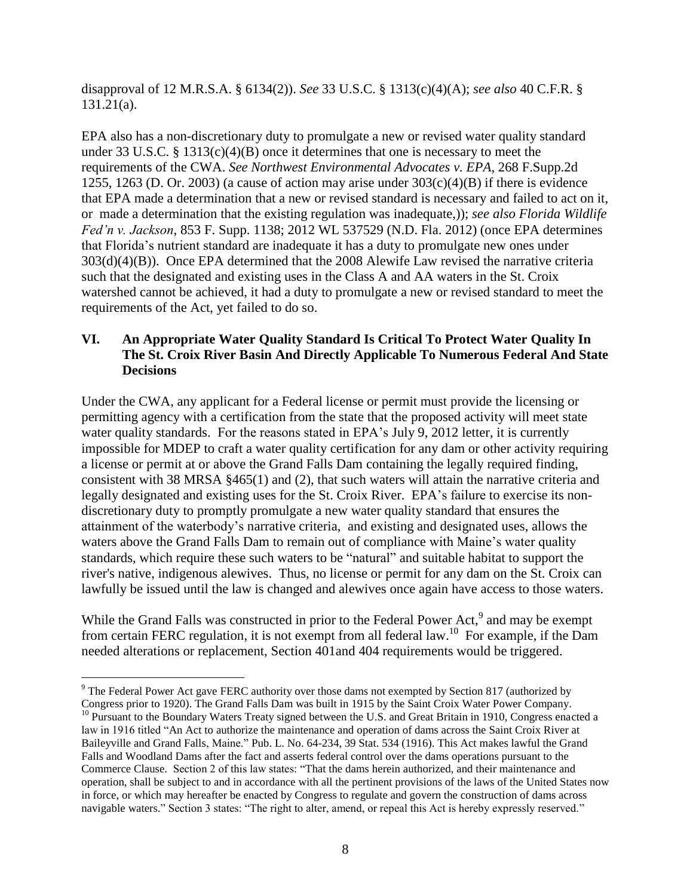disapproval of 12 M.R.S.A. § 6134(2)). *See* 33 U.S.C. § 1313(c)(4)(A); *see also* 40 C.F.R. § 131.21(a).

EPA also has a non-discretionary duty to promulgate a new or revised water quality standard under 33 U.S.C. § 1313(c)(4)(B) once it determines that one is necessary to meet the requirements of the CWA. *See Northwest Environmental Advocates v. EPA*, 268 F.Supp.2d 1255, 1263 (D. Or. 2003) (a cause of action may arise under 303(c)(4)(B) if there is evidence that EPA made a determination that a new or revised standard is necessary and failed to act on it, or made a determination that the existing regulation was inadequate,)); *see also Florida Wildlife Fed'n v. Jackson*, 853 F. Supp. 1138; 2012 WL 537529 (N.D. Fla. 2012) (once EPA determines that Florida's nutrient standard are inadequate it has a duty to promulgate new ones under 303(d)(4)(B)). Once EPA determined that the 2008 Alewife Law revised the narrative criteria such that the designated and existing uses in the Class A and AA waters in the St. Croix watershed cannot be achieved, it had a duty to promulgate a new or revised standard to meet the requirements of the Act, yet failed to do so.

## VI. An Appropriate Water Quality Standard Is Critical To Protect Water Quality In The St. Croix River Basin And Directly Applicable To Numerous Federal And State Decisions

Under the CWA, any applicant for a Federal license or permit must provide the licensing or permitting agency with a certification from the state that the proposed activity will meet state water quality standards. For the reasons stated in EPA's July 9, 2012 letter, it is currently impossible for MDEP to craft a water quality certification for any dam or other activity requiring a license or permit at or above the Grand Falls Dam containing the legally required finding, consistent with 38 MRSA §465(1) and (2), that such waters will attain the narrative criteria and legally designated and existing uses for the St. Croix River. EPA's failure to exercise its non-discretionary duty to promptly promulgate a new water quality standard that ensures the attainment of the waterbody's narrative criteria, and existing and designated uses, allows the waters above the Grand Falls Dam to remain out of compliance with Maine's water quality standards, which require these such waters to be "natural" and suitable habitat to support the river's native, indigenous alewives. Thus, no license or permit for any dam on the St. Croix can lawfully be issued until the law is changed and alewives once again have access to those waters.

While the Grand Falls was constructed in prior to the Federal Power Act,[9] and may be exempt from certain FERC regulation, it is not exempt from all federal law.[10] For example, if the Dam needed alterations or replacement, Section 401and 404 requirements would be triggered.

---

[9] The Federal Power Act gave FERC authority over those dams not exempted by Section 817 (authorized by Congress prior to 1920). The Grand Falls Dam was built in 1915 by the Saint Croix Water Power Company.

[10] Pursuant to the Boundary Waters Treaty signed between the U.S. and Great Britain in 1910, Congress enacted a law in 1916 titled "An Act to authorize the maintenance and operation of dams across the Saint Croix River at Baileyville and Grand Falls, Maine." Pub. L. No. 64-234, 39 Stat. 534 (1916). This Act makes lawful the Grand Falls and Woodland Dams after the fact and asserts federal control over the dams operations pursuant to the Commerce Clause. Section 2 of this law states: "That the dams herein authorized, and their maintenance and operation, shall be subject to and in accordance with all the pertinent provisions of the laws of the United States now in force, or which may hereafter be enacted by Congress to regulate and govern the construction of dams across navigable waters." Section 3 states: "The right to alter, amend, or repeal this Act is hereby expressly reserved."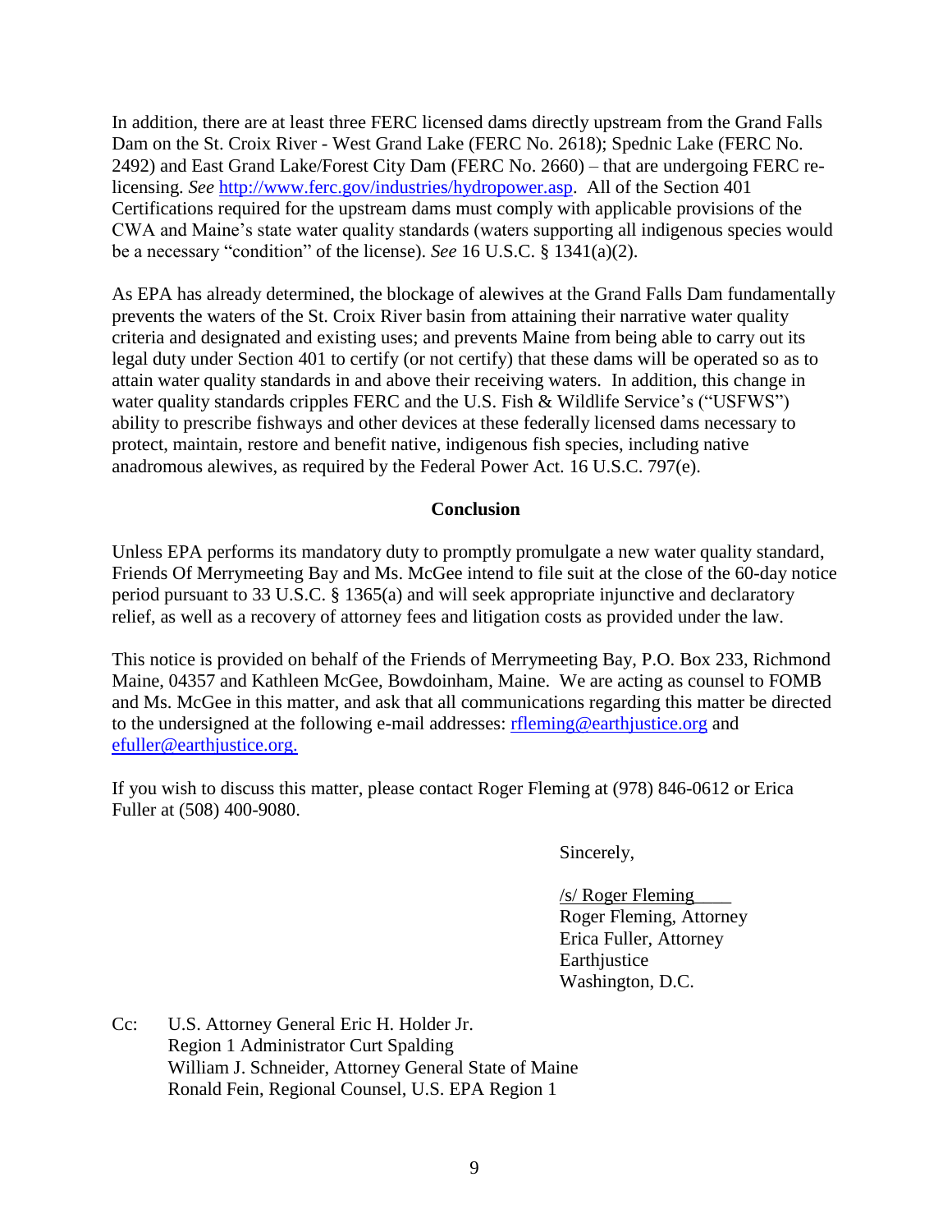In addition, there are at least three FERC licensed dams directly upstream from the Grand Falls Dam on the St. Croix River - West Grand Lake (FERC No. 2618); Spednic Lake (FERC No. 2492) and East Grand Lake/Forest City Dam (FERC No. 2660) – that are undergoing FERC re-licensing. *See* http://www.ferc.gov/industries/hydropower.asp. All of the Section 401 Certifications required for the upstream dams must comply with applicable provisions of the CWA and Maine's state water quality standards (waters supporting all indigenous species would be a necessary "condition" of the license). *See* 16 U.S.C. § 1341(a)(2).

As EPA has already determined, the blockage of alewives at the Grand Falls Dam fundamentally prevents the waters of the St. Croix River basin from attaining their narrative water quality criteria and designated and existing uses; and prevents Maine from being able to carry out its legal duty under Section 401 to certify (or not certify) that these dams will be operated so as to attain water quality standards in and above their receiving waters. In addition, this change in water quality standards cripples FERC and the U.S. Fish & Wildlife Service's ("USFWS") ability to prescribe fishways and other devices at these federally licensed dams necessary to protect, maintain, restore and benefit native, indigenous fish species, including native anadromous alewives, as required by the Federal Power Act. 16 U.S.C. 797(e).

**Conclusion**

Unless EPA performs its mandatory duty to promptly promulgate a new water quality standard, Friends Of Merrymeeting Bay and Ms. McGee intend to file suit at the close of the 60-day notice period pursuant to 33 U.S.C. § 1365(a) and will seek appropriate injunctive and declaratory relief, as well as a recovery of attorney fees and litigation costs as provided under the law.

This notice is provided on behalf of the Friends of Merrymeeting Bay, P.O. Box 233, Richmond Maine, 04357 and Kathleen McGee, Bowdoinham, Maine. We are acting as counsel to FOMB and Ms. McGee in this matter, and ask that all communications regarding this matter be directed to the undersigned at the following e-mail addresses: rfleming@earthjustice.org and efuller@earthjustice.org.

If you wish to discuss this matter, please contact Roger Fleming at (978) 846-0612 or Erica Fuller at (508) 400-9080.

Sincerely,

/s/ Roger Fleming____
Roger Fleming, Attorney
Erica Fuller, Attorney
Earthjustice
Washington, D.C.

Cc: U.S. Attorney General Eric H. Holder Jr.
Region 1 Administrator Curt Spalding
William J. Schneider, Attorney General State of Maine
Ronald Fein, Regional Counsel, U.S. EPA Region 1